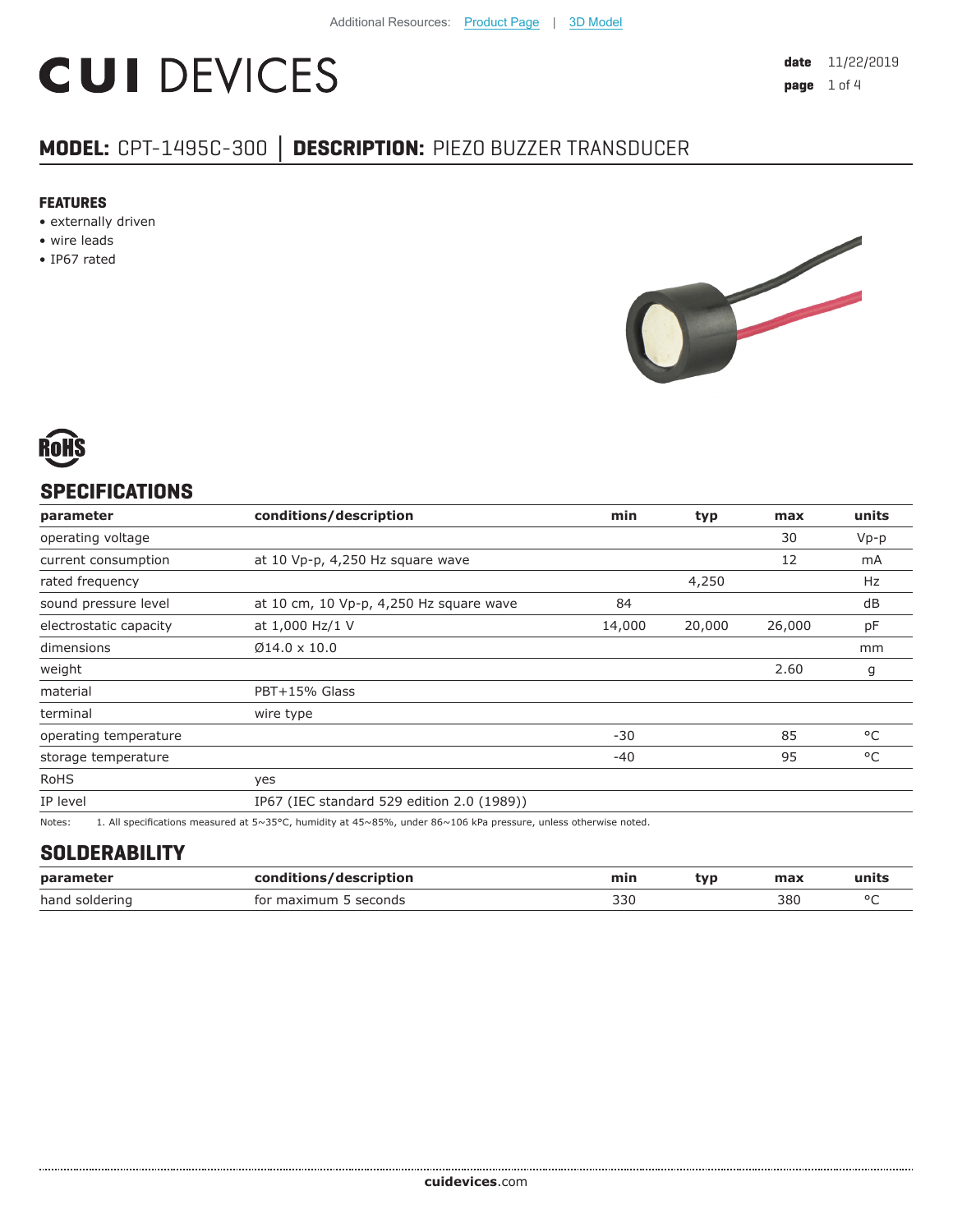Additional Resources: Product Page | 3D Model

# CUI DEVICES

**date** 11/22/2019

## MODEL: CPT-1495C-300 │ DESCRIPTION: PIEZO BUZZER TRANSDUCER

### FEATURES

- externally driven
- wire leads
- IP67 rated

RoHS

## SPECIFICATIONS

| parameter | conditions/description | min | typ | max | units |
|---|---|---|---|---|---|
| operating voltage | | | | 30 | Vp-p |
| current consumption | at 10 Vp-p, 4,250 Hz square wave | | | 12 | mA |
| rated frequency | | | 4,250 | | Hz |
| sound pressure level | at 10 cm, 10 Vp-p, 4,250 Hz square wave | 84 | | | dB |
| electrostatic capacity | at 1,000 Hz/1 V | 14,000 | 20,000 | 26,000 | pF |
| dimensions | Ø14.0 x 10.0 | | | | mm |
| weight | | | | 2.60 | g |
| material | PBT+15% Glass | | | | |
| terminal | wire type | | | | |
| operating temperature | | -30 | | 85 | °C |
| storage temperature | | -40 | | 95 | °C |
| RoHS | yes | | | | |
| IP level | IP67 (IEC standard 529 edition 2.0 (1989)) | | | | |

Notes: 1. All specifications measured at 5~35°C, humidity at 45~85%, under 86~106 kPa pressure, unless otherwise noted.

## SOLDERABILITY

| parameter | conditions/description | min | typ | max | units |
|---|---|---|---|---|---|
| hand soldering | for maximum 5 seconds | 330 | | 380 | °C |

**cuidevices**.com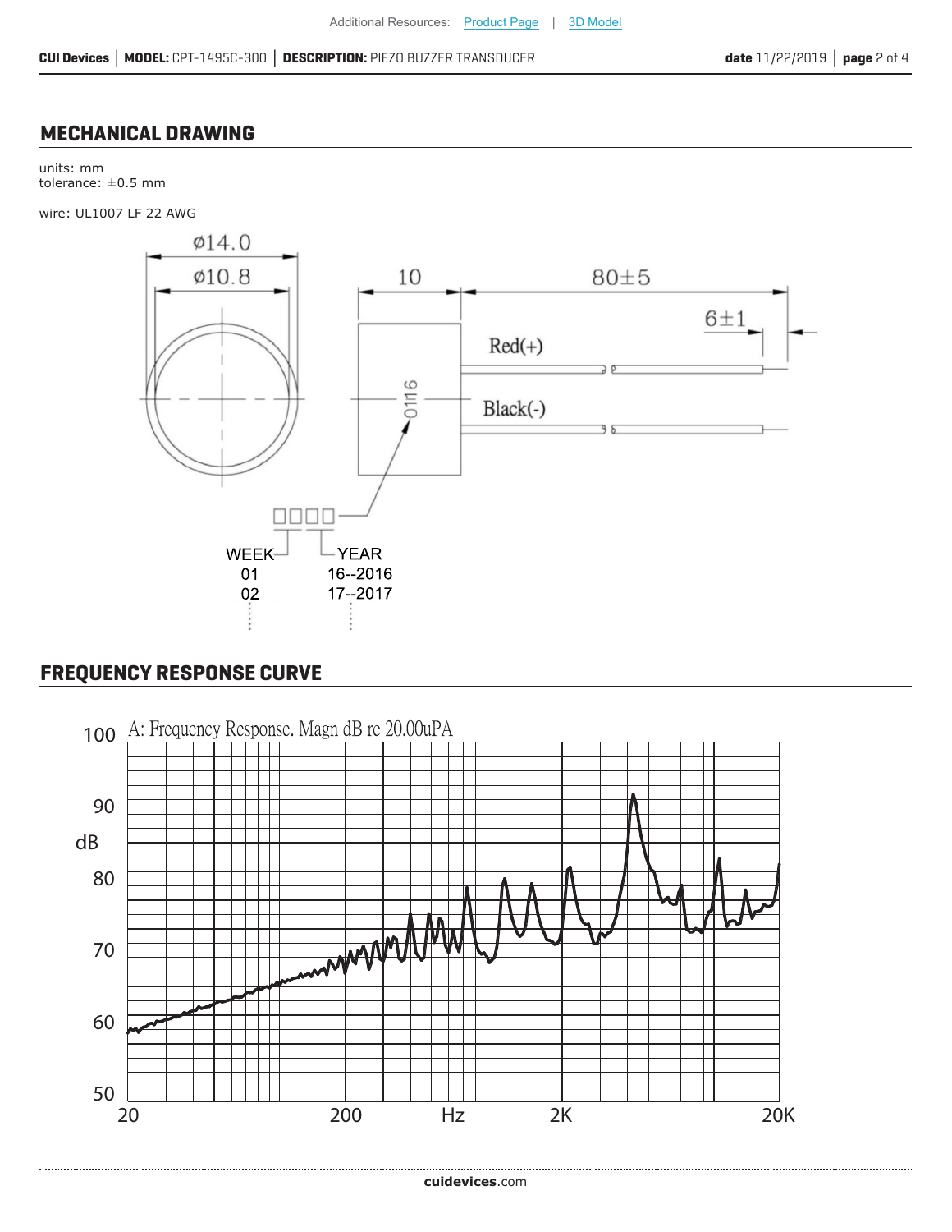## MECHANICAL DRAWING

units: mm
tolerance: ±0.5 mm

wire: UL1007 LF 22 AWG

Ø14.0
Ø10.8

10

80±5

6±1

Red(+)

Black(-)

0116

WEEK
01
02

YEAR
16--2016
17--2017

## FREQUENCY RESPONSE CURVE

A: Frequency Response. Magn dB re 20.00uPA

dB: 100, 90, 80, 70, 60, 50

Hz: 20, 200, 2K, 20K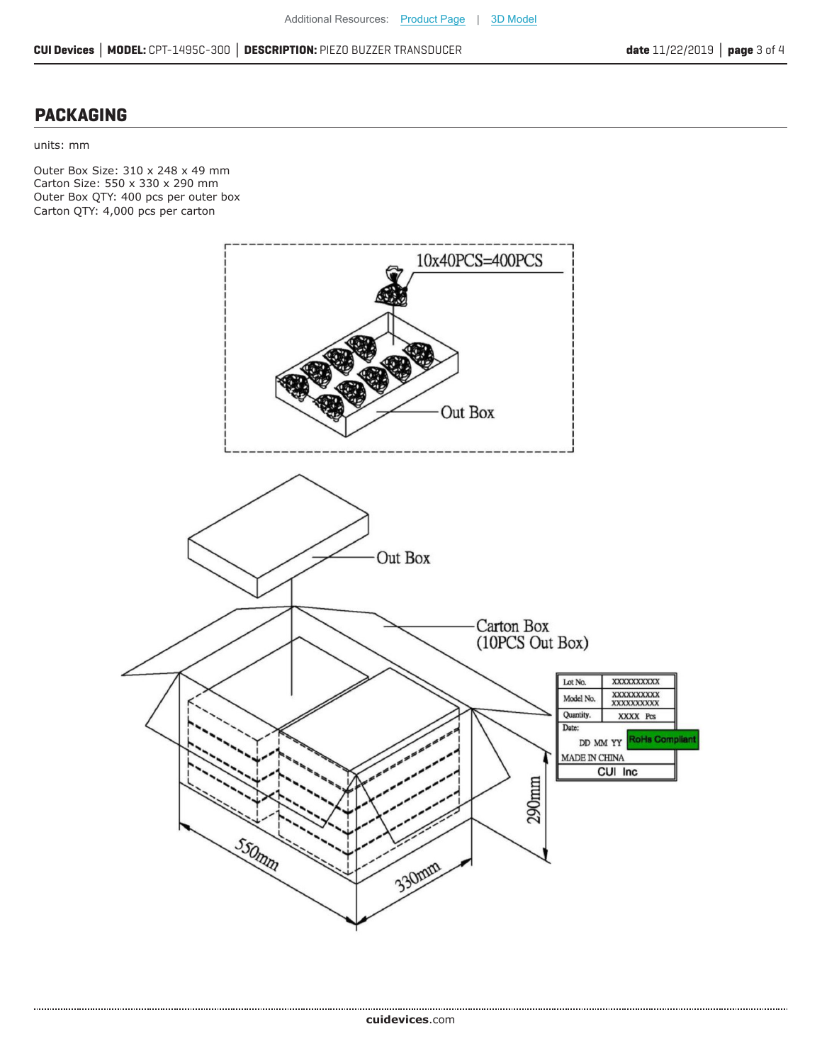## PACKAGING

units: mm

Outer Box Size: 310 x 248 x 49 mm
Carton Size: 550 x 330 x 290 mm
Outer Box QTY: 400 pcs per outer box
Carton QTY: 4,000 pcs per carton

10x40PCS=400PCS

Out Box

Out Box

Carton Box
(10PCS Out Box)

| Lot No. | XXXXXXXXXX |
|---|---|
| Model No. | XXXXXXXXXX XXXXXXXXXX |
| Quantity. | XXXX Pcs |
| Date: DD MM YY | RoHs Compliant |
| MADE IN CHINA | |
| CUI Inc | |

550mm

330mm

290mm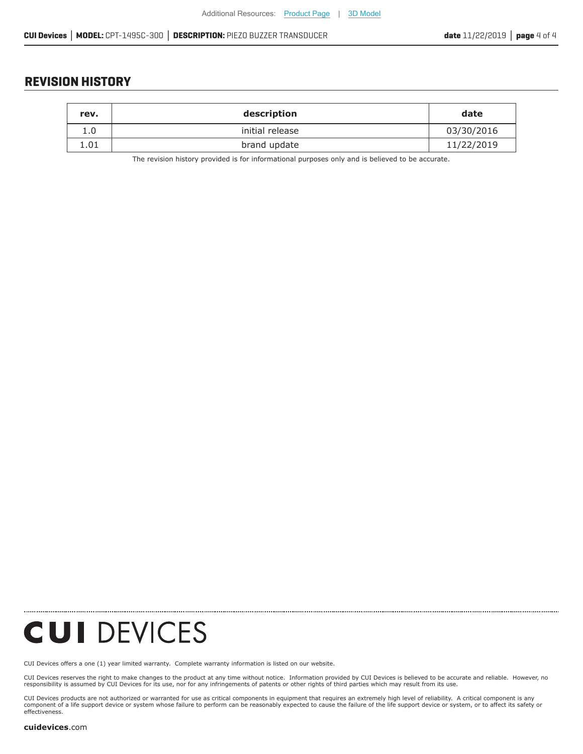## REVISION HISTORY

| rev. | description | date |
| --- | --- | --- |
| 1.0 | initial release | 03/30/2016 |
| 1.01 | brand update | 11/22/2019 |

The revision history provided is for informational purposes only and is believed to be accurate.

CUI DEVICES

CUI Devices offers a one (1) year limited warranty. Complete warranty information is listed on our website.

CUI Devices reserves the right to make changes to the product at any time without notice. Information provided by CUI Devices is believed to be accurate and reliable. However, no responsibility is assumed by CUI Devices for its use, nor for any infringements of patents or other rights of third parties which may result from its use.

CUI Devices products are not authorized or warranted for use as critical components in equipment that requires an extremely high level of reliability. A critical component is any component of a life support device or system whose failure to perform can be reasonably expected to cause the failure of the life support device or system, or to affect its safety or effectiveness.

**cuidevices**.com